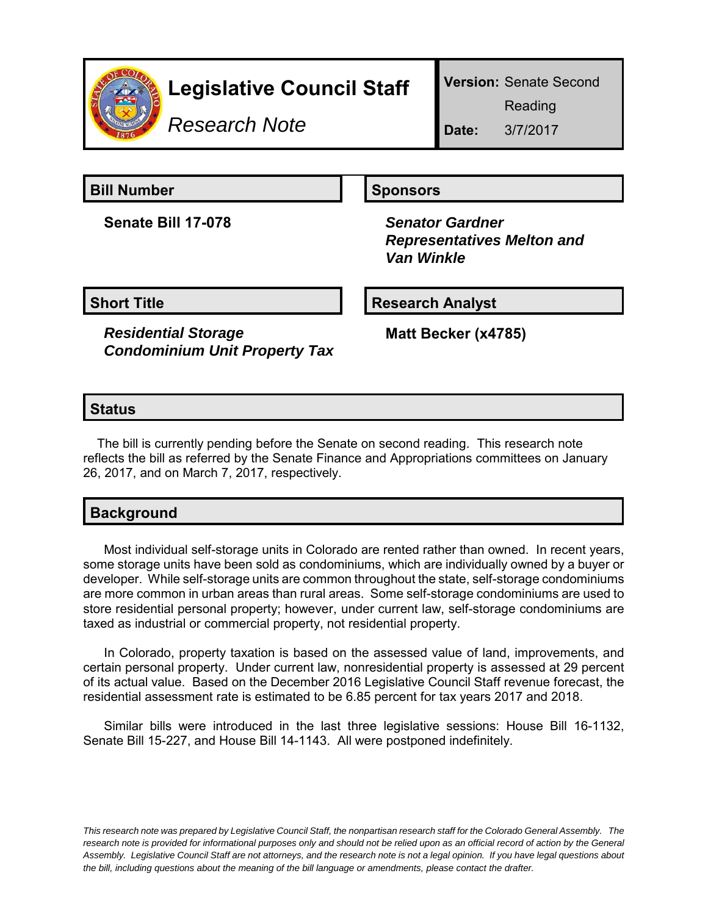# Legislative Council Staff

*Research Note*

**Version:** Senate Second Reading
**Date:** 3/7/2017

## Bill Number

**Senate Bill 17-078**

## Sponsors

***Senator Gardner***
***Representatives Melton and Van Winkle***

## Short Title

***Residential Storage Condominium Unit Property Tax***

## Research Analyst

**Matt Becker (x4785)**

## Status

The bill is currently pending before the Senate on second reading. This research note reflects the bill as referred by the Senate Finance and Appropriations committees on January 26, 2017, and on March 7, 2017, respectively.

## Background

Most individual self-storage units in Colorado are rented rather than owned. In recent years, some storage units have been sold as condominiums, which are individually owned by a buyer or developer. While self-storage units are common throughout the state, self-storage condominiums are more common in urban areas than rural areas. Some self-storage condominiums are used to store residential personal property; however, under current law, self-storage condominiums are taxed as industrial or commercial property, not residential property.

In Colorado, property taxation is based on the assessed value of land, improvements, and certain personal property. Under current law, nonresidential property is assessed at 29 percent of its actual value. Based on the December 2016 Legislative Council Staff revenue forecast, the residential assessment rate is estimated to be 6.85 percent for tax years 2017 and 2018.

Similar bills were introduced in the last three legislative sessions: House Bill 16-1132, Senate Bill 15-227, and House Bill 14-1143. All were postponed indefinitely.

*This research note was prepared by Legislative Council Staff, the nonpartisan research staff for the Colorado General Assembly. The research note is provided for informational purposes only and should not be relied upon as an official record of action by the General Assembly. Legislative Council Staff are not attorneys, and the research note is not a legal opinion. If you have legal questions about the bill, including questions about the meaning of the bill language or amendments, please contact the drafter.*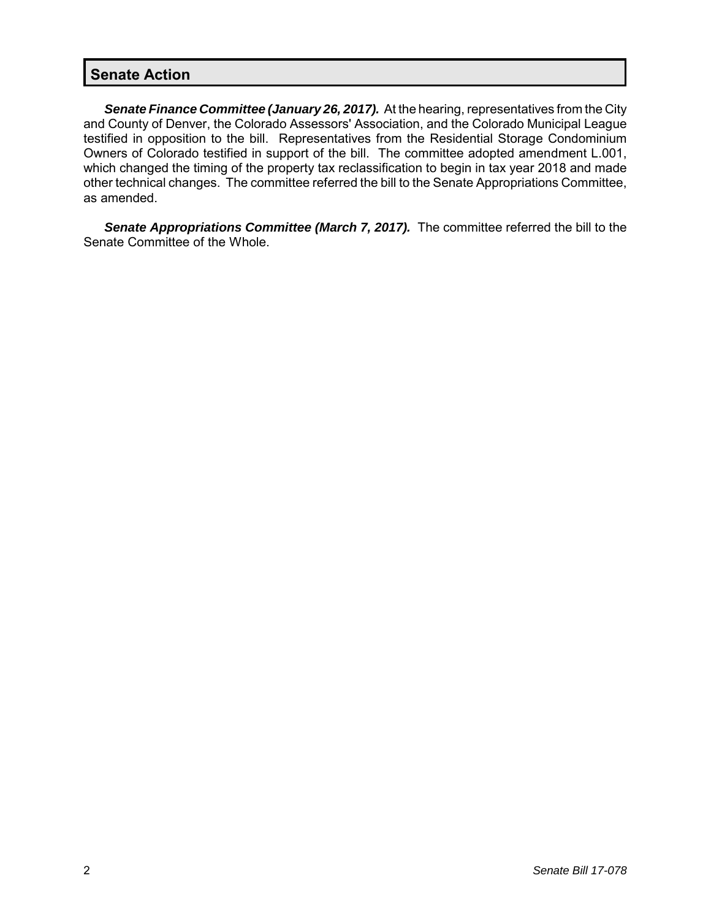## Senate Action

***Senate Finance Committee (January 26, 2017).*** At the hearing, representatives from the City and County of Denver, the Colorado Assessors' Association, and the Colorado Municipal League testified in opposition to the bill. Representatives from the Residential Storage Condominium Owners of Colorado testified in support of the bill. The committee adopted amendment L.001, which changed the timing of the property tax reclassification to begin in tax year 2018 and made other technical changes. The committee referred the bill to the Senate Appropriations Committee, as amended.

***Senate Appropriations Committee (March 7, 2017).*** The committee referred the bill to the Senate Committee of the Whole.